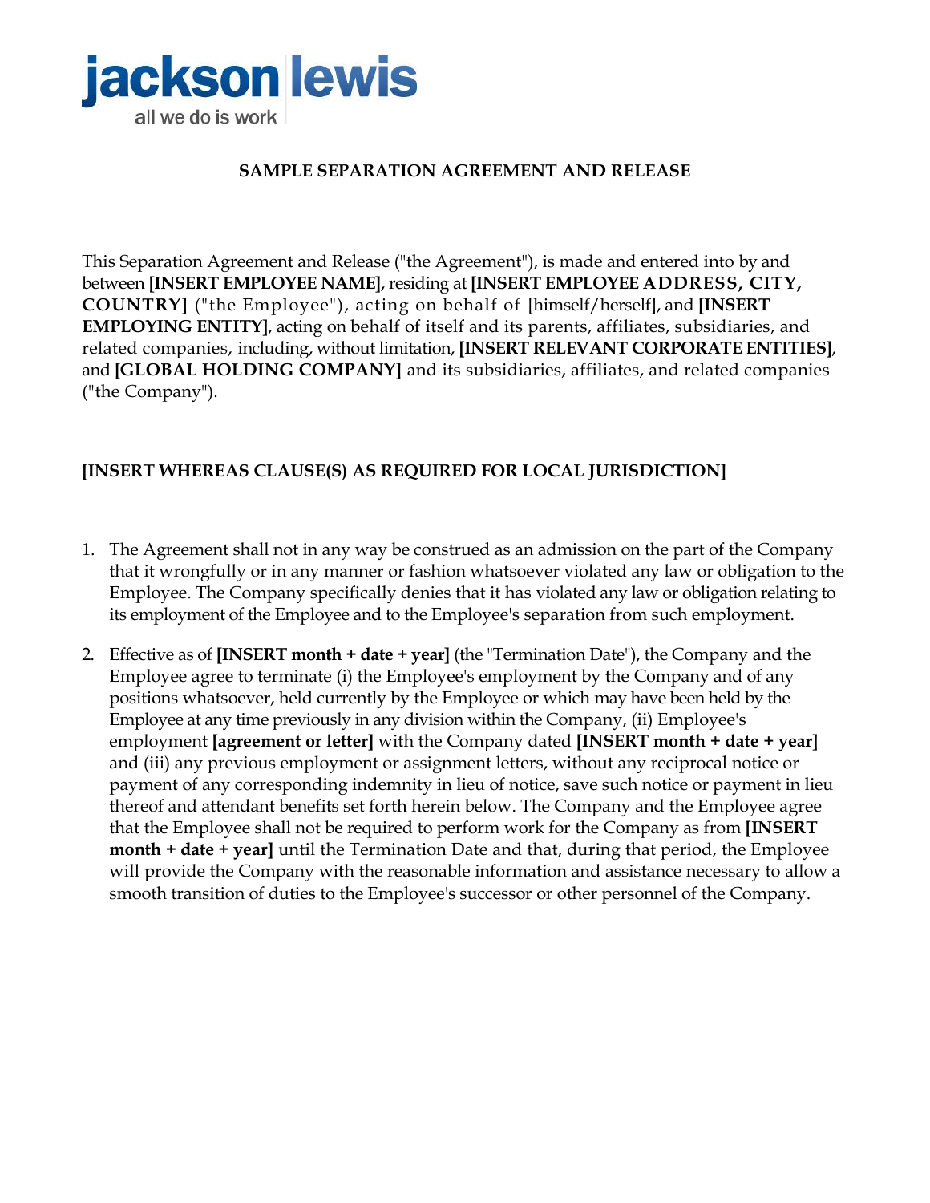# SAMPLE SEPARATION AGREEMENT AND RELEASE

This Separation Agreement and Release ("the Agreement"), is made and entered into by and between **[INSERT EMPLOYEE NAME]**, residing at **[INSERT EMPLOYEE ADDRESS, CITY, COUNTRY]** ("the Employee"), acting on behalf of [himself/herself], and **[INSERT EMPLOYING ENTITY]**, acting on behalf of itself and its parents, affiliates, subsidiaries, and related companies, including, without limitation, **[INSERT RELEVANT CORPORATE ENTITIES]**, and **[GLOBAL HOLDING COMPANY]** and its subsidiaries, affiliates, and related companies ("the Company").

**[INSERT WHEREAS CLAUSE(S) AS REQUIRED FOR LOCAL JURISDICTION]**

1. The Agreement shall not in any way be construed as an admission on the part of the Company that it wrongfully or in any manner or fashion whatsoever violated any law or obligation to the Employee. The Company specifically denies that it has violated any law or obligation relating to its employment of the Employee and to the Employee's separation from such employment.

2. Effective as of **[INSERT month + date + year]** (the "Termination Date"), the Company and the Employee agree to terminate (i) the Employee's employment by the Company and of any positions whatsoever, held currently by the Employee or which may have been held by the Employee at any time previously in any division within the Company, (ii) Employee's employment **[agreement or letter]** with the Company dated **[INSERT month + date + year]** and (iii) any previous employment or assignment letters, without any reciprocal notice or payment of any corresponding indemnity in lieu of notice, save such notice or payment in lieu thereof and attendant benefits set forth herein below. The Company and the Employee agree that the Employee shall not be required to perform work for the Company as from **[INSERT month + date + year]** until the Termination Date and that, during that period, the Employee will provide the Company with the reasonable information and assistance necessary to allow a smooth transition of duties to the Employee's successor or other personnel of the Company.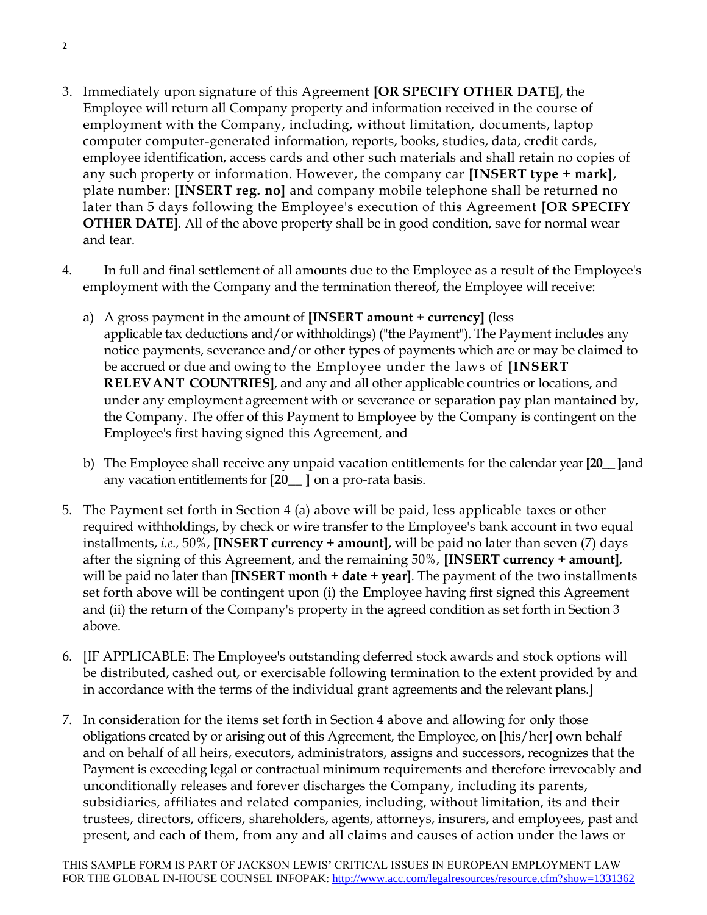3. Immediately upon signature of this Agreement **[OR SPECIFY OTHER DATE]**, the Employee will return all Company property and information received in the course of employment with the Company, including, without limitation, documents, laptop computer computer-generated information, reports, books, studies, data, credit cards, employee identification, access cards and other such materials and shall retain no copies of any such property or information. However, the company car **[INSERT type + mark]**, plate number: **[INSERT reg. no]** and company mobile telephone shall be returned no later than 5 days following the Employee's execution of this Agreement **[OR SPECIFY OTHER DATE]**. All of the above property shall be in good condition, save for normal wear and tear.

4. In full and final settlement of all amounts due to the Employee as a result of the Employee's employment with the Company and the termination thereof, the Employee will receive:

   a) A gross payment in the amount of **[INSERT amount + currency]** (less applicable tax deductions and/or withholdings) ("the Payment"). The Payment includes any notice payments, severance and/or other types of payments which are or may be claimed to be accrued or due and owing to the Employee under the laws of **[INSERT RELEVANT COUNTRIES]**, and any and all other applicable countries or locations, and under any employment agreement with or severance or separation pay plan mantained by, the Company. The offer of this Payment to Employee by the Company is contingent on the Employee's first having signed this Agreement, and

   b) The Employee shall receive any unpaid vacation entitlements for the calendar year **[20__ ]**and any vacation entitlements for **[20__ ]** on a pro-rata basis.

5. The Payment set forth in Section 4 (a) above will be paid, less applicable taxes or other required withholdings, by check or wire transfer to the Employee's bank account in two equal installments, *i.e.,* 50%, **[INSERT currency + amount]**, will be paid no later than seven (7) days after the signing of this Agreement, and the remaining 50%, **[INSERT currency + amount]**, will be paid no later than **[INSERT month + date + year]**. The payment of the two installments set forth above will be contingent upon (i) the Employee having first signed this Agreement and (ii) the return of the Company's property in the agreed condition as set forth in Section 3 above.

6. [IF APPLICABLE: The Employee's outstanding deferred stock awards and stock options will be distributed, cashed out, or exercisable following termination to the extent provided by and in accordance with the terms of the individual grant agreements and the relevant plans.]

7. In consideration for the items set forth in Section 4 above and allowing for only those obligations created by or arising out of this Agreement, the Employee, on [his/her] own behalf and on behalf of all heirs, executors, administrators, assigns and successors, recognizes that the Payment is exceeding legal or contractual minimum requirements and therefore irrevocably and unconditionally releases and forever discharges the Company, including its parents, subsidiaries, affiliates and related companies, including, without limitation, its and their trustees, directors, officers, shareholders, agents, attorneys, insurers, and employees, past and present, and each of them, from any and all claims and causes of action under the laws or

THIS SAMPLE FORM IS PART OF JACKSON LEWIS' CRITICAL ISSUES IN EUROPEAN EMPLOYMENT LAW FOR THE GLOBAL IN-HOUSE COUNSEL INFOPAK: http://www.acc.com/legalresources/resource.cfm?show=1331362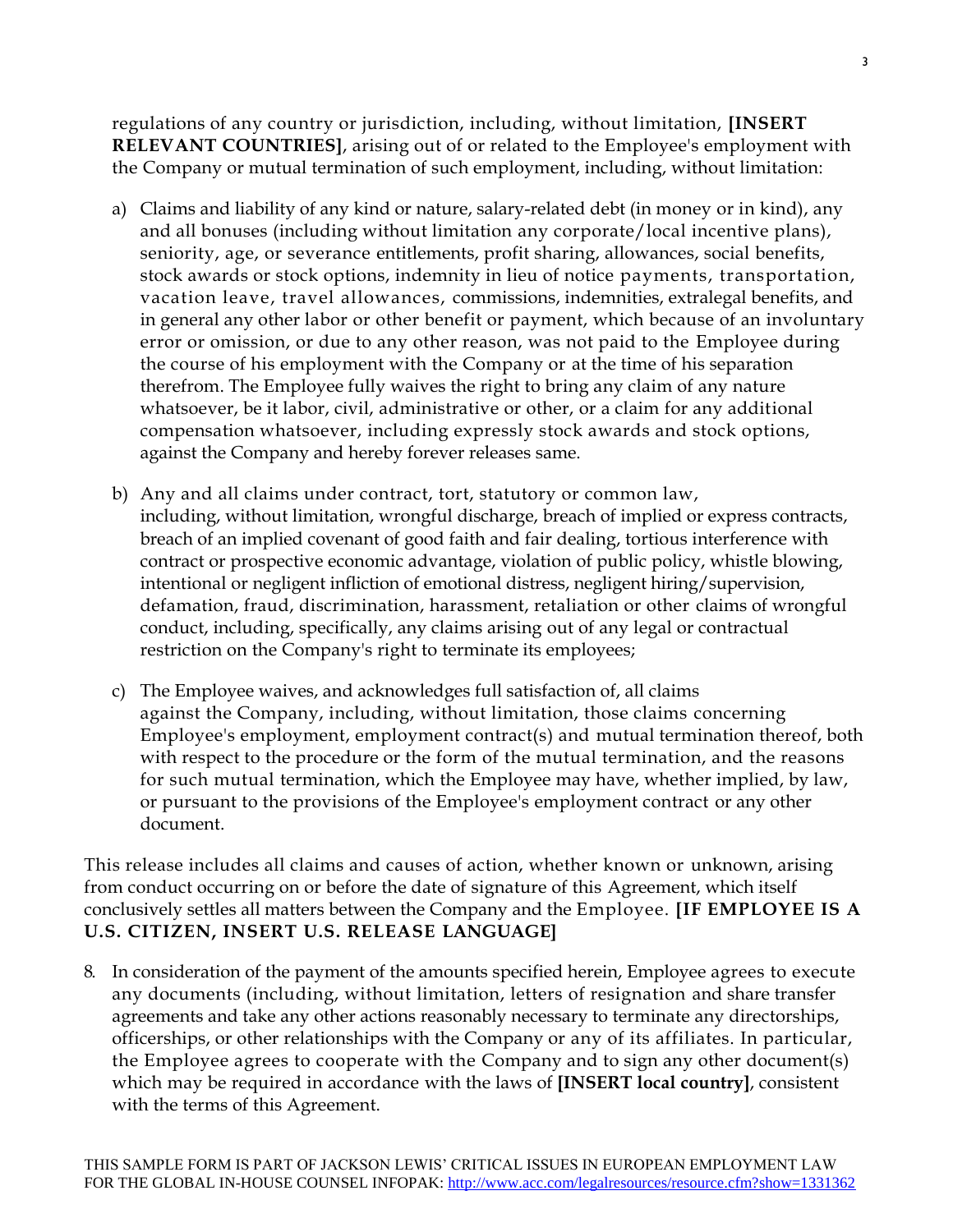regulations of any country or jurisdiction, including, without limitation, **[INSERT RELEVANT COUNTRIES]**, arising out of or related to the Employee's employment with the Company or mutual termination of such employment, including, without limitation:

a) Claims and liability of any kind or nature, salary-related debt (in money or in kind), any and all bonuses (including without limitation any corporate/local incentive plans), seniority, age, or severance entitlements, profit sharing, allowances, social benefits, stock awards or stock options, indemnity in lieu of notice payments, transportation, vacation leave, travel allowances, commissions, indemnities, extralegal benefits, and in general any other labor or other benefit or payment, which because of an involuntary error or omission, or due to any other reason, was not paid to the Employee during the course of his employment with the Company or at the time of his separation therefrom. The Employee fully waives the right to bring any claim of any nature whatsoever, be it labor, civil, administrative or other, or a claim for any additional compensation whatsoever, including expressly stock awards and stock options, against the Company and hereby forever releases same.

b) Any and all claims under contract, tort, statutory or common law, including, without limitation, wrongful discharge, breach of implied or express contracts, breach of an implied covenant of good faith and fair dealing, tortious interference with contract or prospective economic advantage, violation of public policy, whistle blowing, intentional or negligent infliction of emotional distress, negligent hiring/supervision, defamation, fraud, discrimination, harassment, retaliation or other claims of wrongful conduct, including, specifically, any claims arising out of any legal or contractual restriction on the Company's right to terminate its employees;

c) The Employee waives, and acknowledges full satisfaction of, all claims against the Company, including, without limitation, those claims concerning Employee's employment, employment contract(s) and mutual termination thereof, both with respect to the procedure or the form of the mutual termination, and the reasons for such mutual termination, which the Employee may have, whether implied, by law, or pursuant to the provisions of the Employee's employment contract or any other document.

This release includes all claims and causes of action, whether known or unknown, arising from conduct occurring on or before the date of signature of this Agreement, which itself conclusively settles all matters between the Company and the Employee. **[IF EMPLOYEE IS A U.S. CITIZEN, INSERT U.S. RELEASE LANGUAGE]**

8. In consideration of the payment of the amounts specified herein, Employee agrees to execute any documents (including, without limitation, letters of resignation and share transfer agreements and take any other actions reasonably necessary to terminate any directorships, officerships, or other relationships with the Company or any of its affiliates. In particular, the Employee agrees to cooperate with the Company and to sign any other document(s) which may be required in accordance with the laws of **[INSERT local country]**, consistent with the terms of this Agreement.

THIS SAMPLE FORM IS PART OF JACKSON LEWIS' CRITICAL ISSUES IN EUROPEAN EMPLOYMENT LAW FOR THE GLOBAL IN-HOUSE COUNSEL INFOPAK: http://www.acc.com/legalresources/resource.cfm?show=1331362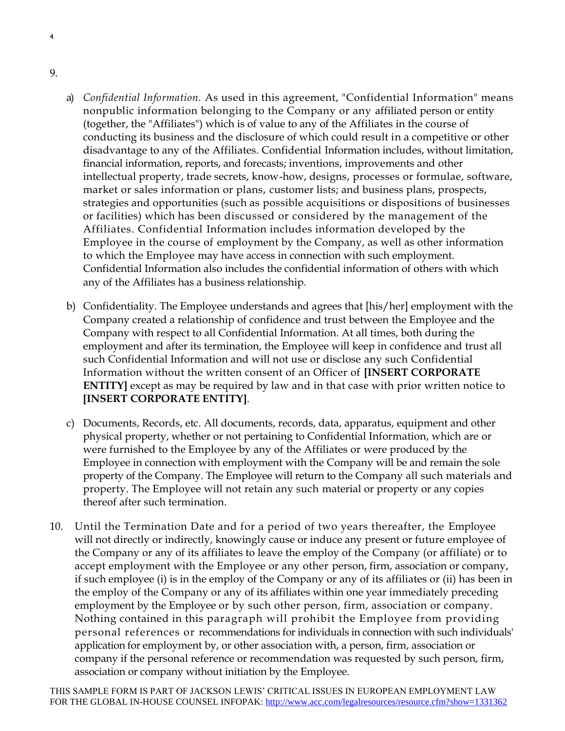9.

a) *Confidential Information.* As used in this agreement, "Confidential Information" means nonpublic information belonging to the Company or any affiliated person or entity (together, the "Affiliates") which is of value to any of the Affiliates in the course of conducting its business and the disclosure of which could result in a competitive or other disadvantage to any of the Affiliates. Confidential Information includes, without limitation, financial information, reports, and forecasts; inventions, improvements and other intellectual property, trade secrets, know-how, designs, processes or formulae, software, market or sales information or plans, customer lists; and business plans, prospects, strategies and opportunities (such as possible acquisitions or dispositions of businesses or facilities) which has been discussed or considered by the management of the Affiliates. Confidential Information includes information developed by the Employee in the course of employment by the Company, as well as other information to which the Employee may have access in connection with such employment. Confidential Information also includes the confidential information of others with which any of the Affiliates has a business relationship.

b) Confidentiality. The Employee understands and agrees that [his/her] employment with the Company created a relationship of confidence and trust between the Employee and the Company with respect to all Confidential Information. At all times, both during the employment and after its termination, the Employee will keep in confidence and trust all such Confidential Information and will not use or disclose any such Confidential Information without the written consent of an Officer of **[INSERT CORPORATE ENTITY]** except as may be required by law and in that case with prior written notice to **[INSERT CORPORATE ENTITY]**.

c) Documents, Records, etc. All documents, records, data, apparatus, equipment and other physical property, whether or not pertaining to Confidential Information, which are or were furnished to the Employee by any of the Affiliates or were produced by the Employee in connection with employment with the Company will be and remain the sole property of the Company. The Employee will return to the Company all such materials and property. The Employee will not retain any such material or property or any copies thereof after such termination.

10. Until the Termination Date and for a period of two years thereafter, the Employee will not directly or indirectly, knowingly cause or induce any present or future employee of the Company or any of its affiliates to leave the employ of the Company (or affiliate) or to accept employment with the Employee or any other person, firm, association or company, if such employee (i) is in the employ of the Company or any of its affiliates or (ii) has been in the employ of the Company or any of its affiliates within one year immediately preceding employment by the Employee or by such other person, firm, association or company. Nothing contained in this paragraph will prohibit the Employee from providing personal references or recommendations for individuals in connection with such individuals' application for employment by, or other association with, a person, firm, association or company if the personal reference or recommendation was requested by such person, firm, association or company without initiation by the Employee.

THIS SAMPLE FORM IS PART OF JACKSON LEWIS' CRITICAL ISSUES IN EUROPEAN EMPLOYMENT LAW FOR THE GLOBAL IN-HOUSE COUNSEL INFOPAK: http://www.acc.com/legalresources/resource.cfm?show=1331362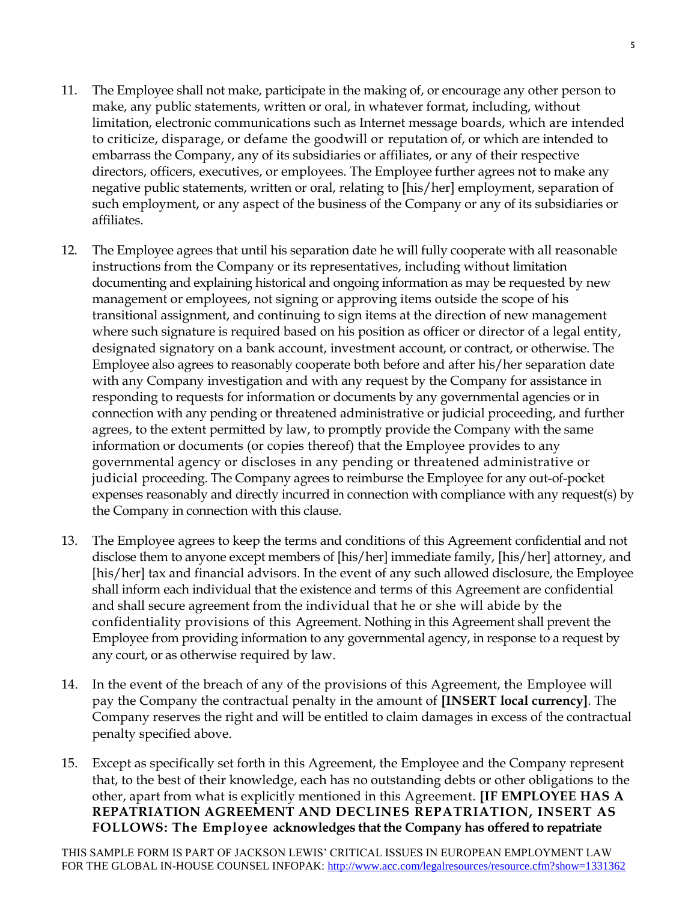11. The Employee shall not make, participate in the making of, or encourage any other person to make, any public statements, written or oral, in whatever format, including, without limitation, electronic communications such as Internet message boards, which are intended to criticize, disparage, or defame the goodwill or reputation of, or which are intended to embarrass the Company, any of its subsidiaries or affiliates, or any of their respective directors, officers, executives, or employees. The Employee further agrees not to make any negative public statements, written or oral, relating to [his/her] employment, separation of such employment, or any aspect of the business of the Company or any of its subsidiaries or affiliates.

12. The Employee agrees that until his separation date he will fully cooperate with all reasonable instructions from the Company or its representatives, including without limitation documenting and explaining historical and ongoing information as may be requested by new management or employees, not signing or approving items outside the scope of his transitional assignment, and continuing to sign items at the direction of new management where such signature is required based on his position as officer or director of a legal entity, designated signatory on a bank account, investment account, or contract, or otherwise. The Employee also agrees to reasonably cooperate both before and after his/her separation date with any Company investigation and with any request by the Company for assistance in responding to requests for information or documents by any governmental agencies or in connection with any pending or threatened administrative or judicial proceeding, and further agrees, to the extent permitted by law, to promptly provide the Company with the same information or documents (or copies thereof) that the Employee provides to any governmental agency or discloses in any pending or threatened administrative or judicial proceeding. The Company agrees to reimburse the Employee for any out-of-pocket expenses reasonably and directly incurred in connection with compliance with any request(s) by the Company in connection with this clause.

13. The Employee agrees to keep the terms and conditions of this Agreement confidential and not disclose them to anyone except members of [his/her] immediate family, [his/her] attorney, and [his/her] tax and financial advisors. In the event of any such allowed disclosure, the Employee shall inform each individual that the existence and terms of this Agreement are confidential and shall secure agreement from the individual that he or she will abide by the confidentiality provisions of this Agreement. Nothing in this Agreement shall prevent the Employee from providing information to any governmental agency, in response to a request by any court, or as otherwise required by law.

14. In the event of the breach of any of the provisions of this Agreement, the Employee will pay the Company the contractual penalty in the amount of **[INSERT local currency]**. The Company reserves the right and will be entitled to claim damages in excess of the contractual penalty specified above.

15. Except as specifically set forth in this Agreement, the Employee and the Company represent that, to the best of their knowledge, each has no outstanding debts or other obligations to the other, apart from what is explicitly mentioned in this Agreement. **[IF EMPLOYEE HAS A REPATRIATION AGREEMENT AND DECLINES REPATRIATION, INSERT AS FOLLOWS: The Employee acknowledges that the Company has offered to repatriate**

THIS SAMPLE FORM IS PART OF JACKSON LEWIS' CRITICAL ISSUES IN EUROPEAN EMPLOYMENT LAW FOR THE GLOBAL IN-HOUSE COUNSEL INFOPAK: http://www.acc.com/legalresources/resource.cfm?show=1331362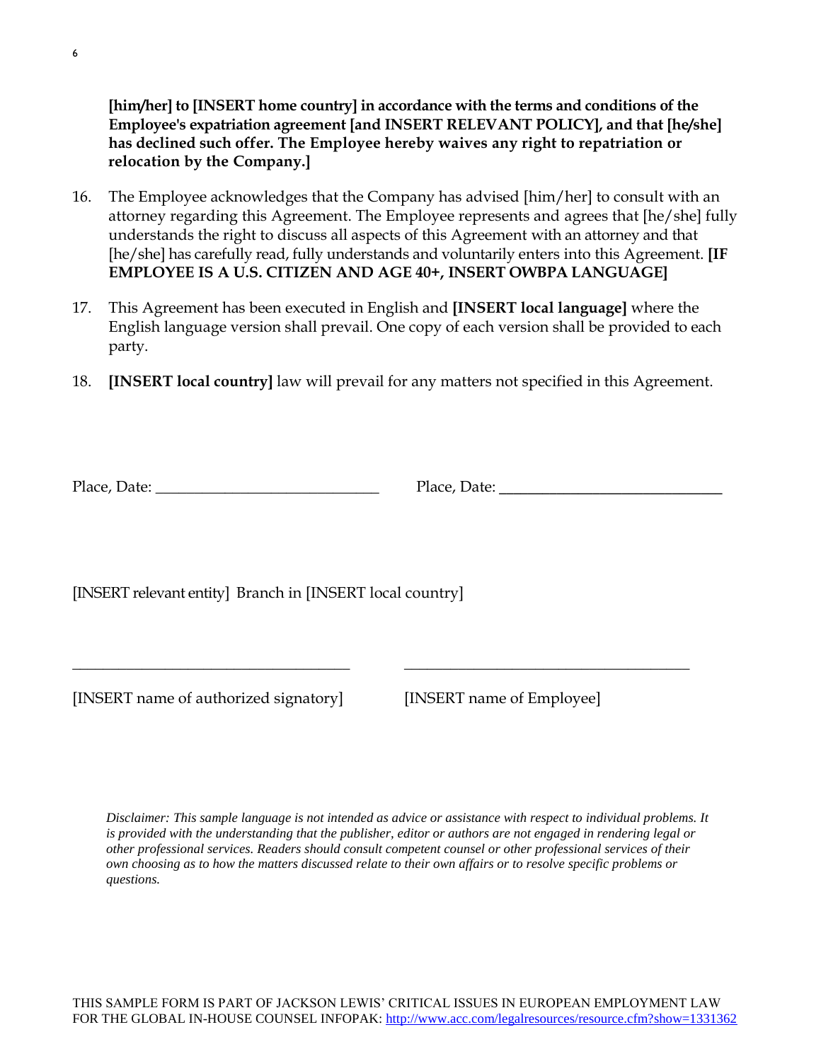**[him/her] to [INSERT home country] in accordance with the terms and conditions of the Employee's expatriation agreement [and INSERT RELEVANT POLICY], and that [he/she] has declined such offer. The Employee hereby waives any right to repatriation or relocation by the Company.]**

16. The Employee acknowledges that the Company has advised [him/her] to consult with an attorney regarding this Agreement. The Employee represents and agrees that [he/she] fully understands the right to discuss all aspects of this Agreement with an attorney and that [he/she] has carefully read, fully understands and voluntarily enters into this Agreement. **[IF EMPLOYEE IS A U.S. CITIZEN AND AGE 40+, INSERT OWBPA LANGUAGE]**

17. This Agreement has been executed in English and **[INSERT local language]** where the English language version shall prevail. One copy of each version shall be provided to each party.

18. **[INSERT local country]** law will prevail for any matters not specified in this Agreement.

Place, Date: ____________________________ Place, Date: ____________________________

[INSERT relevant entity] Branch in [INSERT local country]

____________________________________ ____________________________________

[INSERT name of authorized signatory] [INSERT name of Employee]

*Disclaimer: This sample language is not intended as advice or assistance with respect to individual problems. It is provided with the understanding that the publisher, editor or authors are not engaged in rendering legal or other professional services. Readers should consult competent counsel or other professional services of their own choosing as to how the matters discussed relate to their own affairs or to resolve specific problems or questions.*

THIS SAMPLE FORM IS PART OF JACKSON LEWIS' CRITICAL ISSUES IN EUROPEAN EMPLOYMENT LAW FOR THE GLOBAL IN-HOUSE COUNSEL INFOPAK: http://www.acc.com/legalresources/resource.cfm?show=1331362